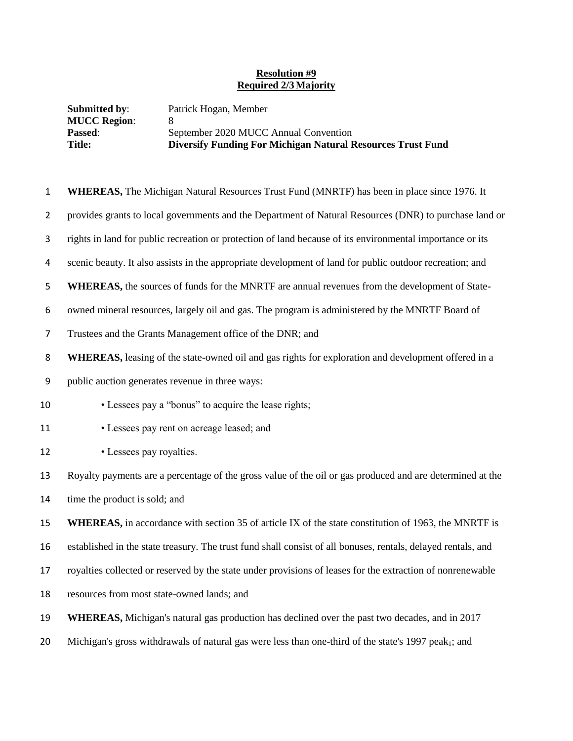**Resolution #9**
**Required 2/3 Majority**

**Submitted by**: Patrick Hogan, Member
**MUCC Region**: 8
**Passed**: September 2020 MUCC Annual Convention
**Title: Diversify Funding For Michigan Natural Resources Trust Fund**

**WHEREAS,** The Michigan Natural Resources Trust Fund (MNRTF) has been in place since 1976. It provides grants to local governments and the Department of Natural Resources (DNR) to purchase land or rights in land for public recreation or protection of land because of its environmental importance or its scenic beauty. It also assists in the appropriate development of land for public outdoor recreation; and

**WHEREAS,** the sources of funds for the MNRTF are annual revenues from the development of State-owned mineral resources, largely oil and gas. The program is administered by the MNRTF Board of Trustees and the Grants Management office of the DNR; and

**WHEREAS,** leasing of the state-owned oil and gas rights for exploration and development offered in a public auction generates revenue in three ways:

- Lessees pay a "bonus" to acquire the lease rights;
- Lessees pay rent on acreage leased; and
- Lessees pay royalties.

Royalty payments are a percentage of the gross value of the oil or gas produced and are determined at the time the product is sold; and

**WHEREAS,** in accordance with section 35 of article IX of the state constitution of 1963, the MNRTF is established in the state treasury. The trust fund shall consist of all bonuses, rentals, delayed rentals, and royalties collected or reserved by the state under provisions of leases for the extraction of nonrenewable resources from most state-owned lands; and

**WHEREAS,** Michigan's natural gas production has declined over the past two decades, and in 2017 Michigan's gross withdrawals of natural gas were less than one-third of the state's 1997 peak[1]; and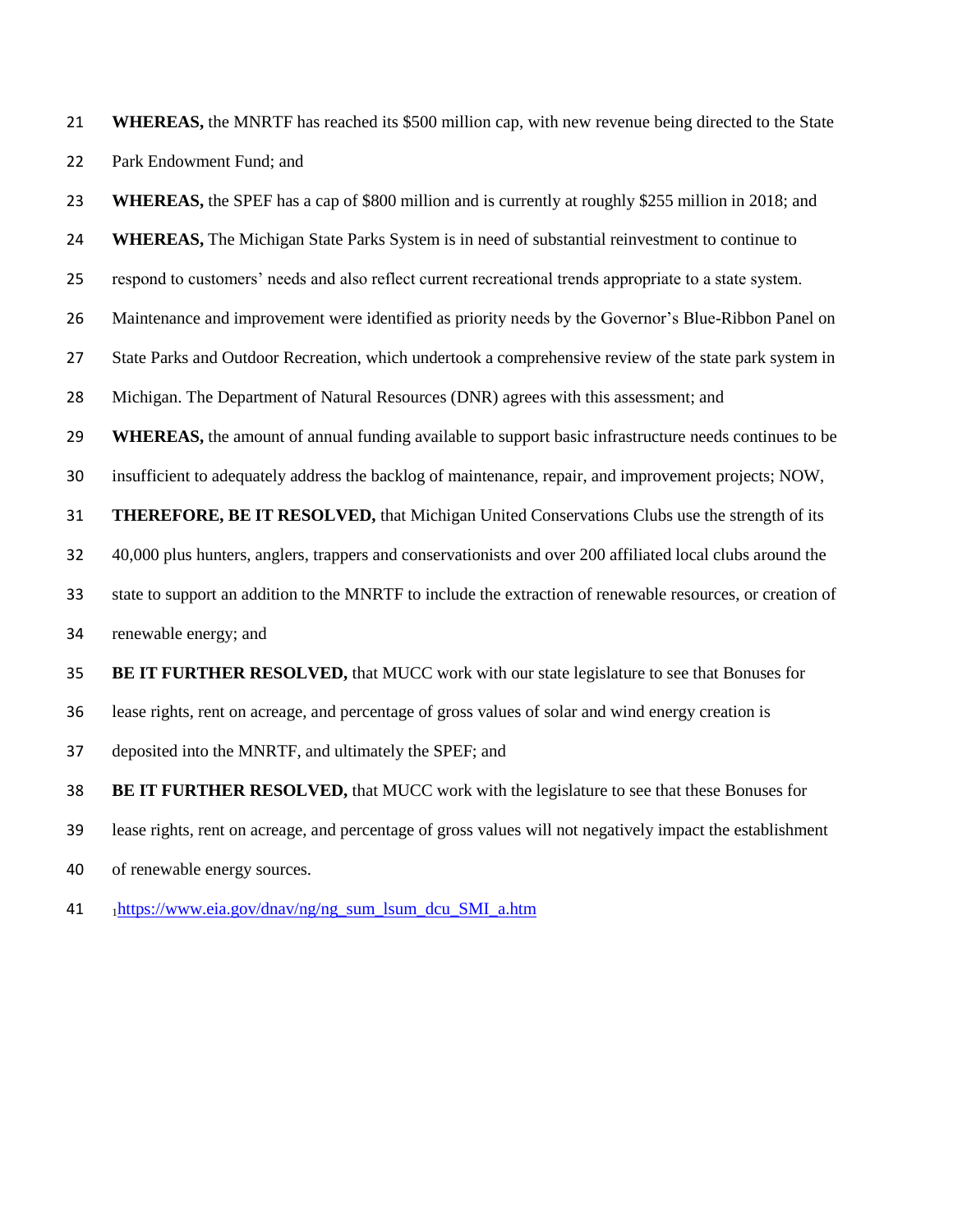**WHEREAS,** the MNRTF has reached its $500 million cap, with new revenue being directed to the State Park Endowment Fund; and

**WHEREAS,** the SPEF has a cap of $800 million and is currently at roughly $255 million in 2018; and

**WHEREAS,** The Michigan State Parks System is in need of substantial reinvestment to continue to respond to customers' needs and also reflect current recreational trends appropriate to a state system. Maintenance and improvement were identified as priority needs by the Governor's Blue-Ribbon Panel on State Parks and Outdoor Recreation, which undertook a comprehensive review of the state park system in Michigan. The Department of Natural Resources (DNR) agrees with this assessment; and

**WHEREAS,** the amount of annual funding available to support basic infrastructure needs continues to be insufficient to adequately address the backlog of maintenance, repair, and improvement projects; NOW,

**THEREFORE, BE IT RESOLVED,** that Michigan United Conservations Clubs use the strength of its 40,000 plus hunters, anglers, trappers and conservationists and over 200 affiliated local clubs around the state to support an addition to the MNRTF to include the extraction of renewable resources, or creation of renewable energy; and

**BE IT FURTHER RESOLVED,** that MUCC work with our state legislature to see that Bonuses for lease rights, rent on acreage, and percentage of gross values of solar and wind energy creation is deposited into the MNRTF, and ultimately the SPEF; and

**BE IT FURTHER RESOLVED,** that MUCC work with the legislature to see that these Bonuses for lease rights, rent on acreage, and percentage of gross values will not negatively impact the establishment of renewable energy sources.

[1] https://www.eia.gov/dnav/ng/ng_sum_lsum_dcu_SMI_a.htm